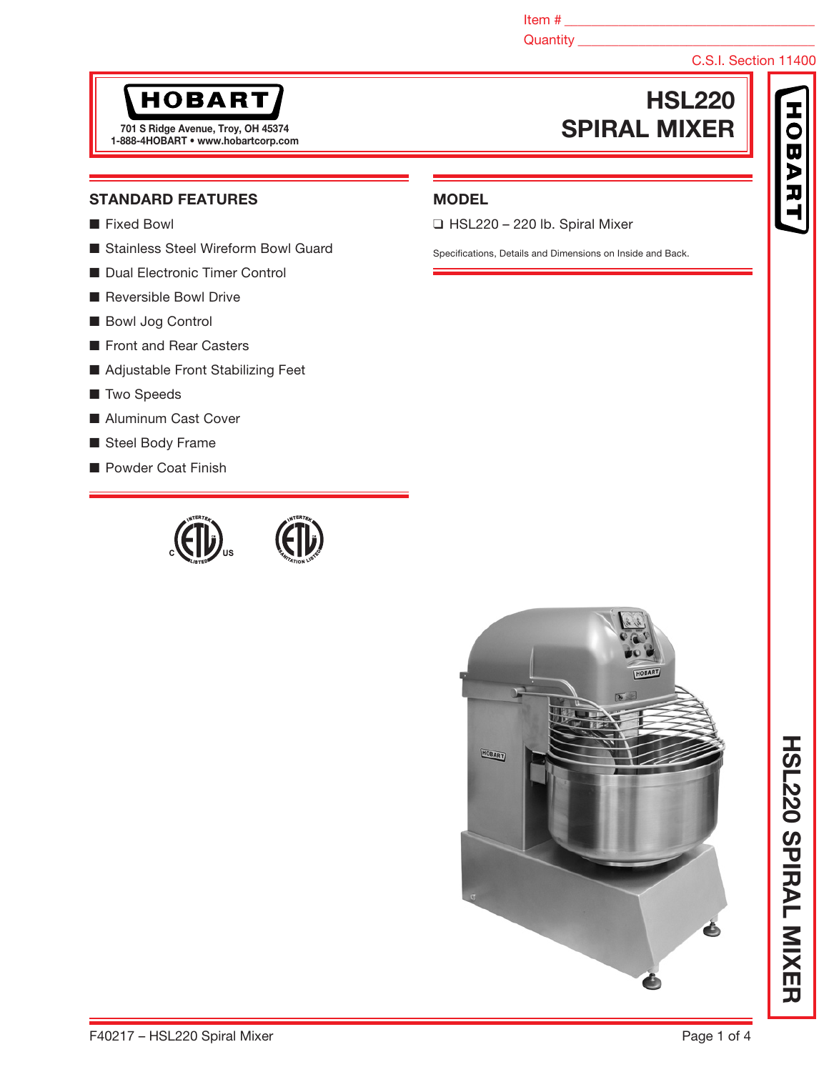Item # ______________________________

Quantity ______________________________

C.S.I. Section 11400

**HOBART**

701 S Ridge Avenue, Troy, OH 45374
1-888-4HOBART • www.hobartcorp.com

# HSL220 SPIRAL MIXER

## STANDARD FEATURES

- Fixed Bowl
- Stainless Steel Wireform Bowl Guard
- Dual Electronic Timer Control
- Reversible Bowl Drive
- Bowl Jog Control
- Front and Rear Casters
- Adjustable Front Stabilizing Feet
- Two Speeds
- Aluminum Cast Cover
- Steel Body Frame
- Powder Coat Finish

## MODEL

- ❑ HSL220 – 220 lb. Spiral Mixer

Specifications, Details and Dimensions on Inside and Back.

F40217 – HSL220 Spiral Mixer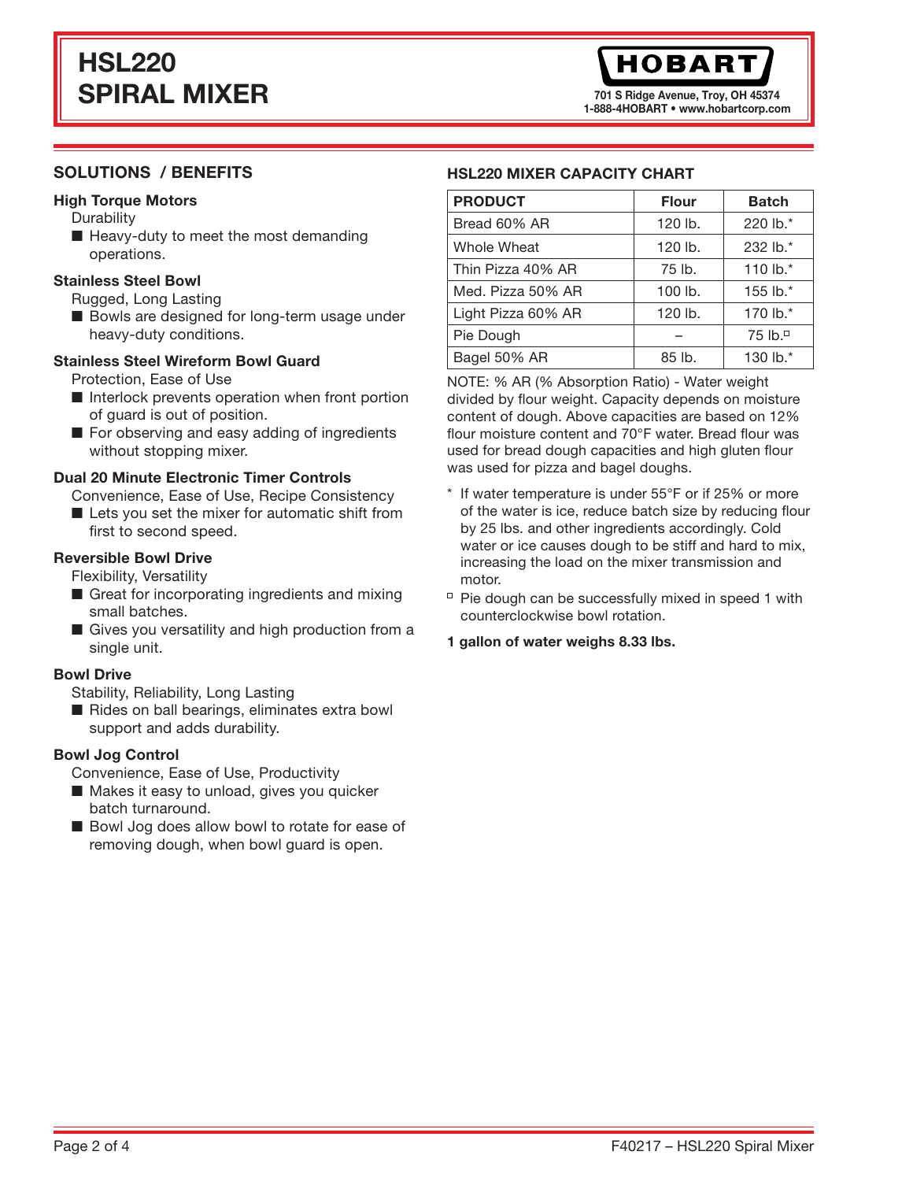# HSL220 SPIRAL MIXER

**HOBART**

701 S Ridge Avenue, Troy, OH 45374
1-888-4HOBART • www.hobartcorp.com

## SOLUTIONS / BENEFITS

### High Torque Motors

Durability

- Heavy-duty to meet the most demanding operations.

### Stainless Steel Bowl

Rugged, Long Lasting

- Bowls are designed for long-term usage under heavy-duty conditions.

### Stainless Steel Wireform Bowl Guard

Protection, Ease of Use

- Interlock prevents operation when front portion of guard is out of position.
- For observing and easy adding of ingredients without stopping mixer.

### Dual 20 Minute Electronic Timer Controls

Convenience, Ease of Use, Recipe Consistency

- Lets you set the mixer for automatic shift from first to second speed.

### Reversible Bowl Drive

Flexibility, Versatility

- Great for incorporating ingredients and mixing small batches.
- Gives you versatility and high production from a single unit.

### Bowl Drive

Stability, Reliability, Long Lasting

- Rides on ball bearings, eliminates extra bowl support and adds durability.

### Bowl Jog Control

Convenience, Ease of Use, Productivity

- Makes it easy to unload, gives you quicker batch turnaround.
- Bowl Jog does allow bowl to rotate for ease of removing dough, when bowl guard is open.

## HSL220 MIXER CAPACITY CHART

| PRODUCT | Flour | Batch |
|---|---|---|
| Bread 60% AR | 120 lb. | 220 lb.* |
| Whole Wheat | 120 lb. | 232 lb.* |
| Thin Pizza 40% AR | 75 lb. | 110 lb.* |
| Med. Pizza 50% AR | 100 lb. | 155 lb.* |
| Light Pizza 60% AR | 120 lb. | 170 lb.* |
| Pie Dough | – | 75 lb.□ |
| Bagel 50% AR | 85 lb. | 130 lb.* |

NOTE: % AR (% Absorption Ratio) - Water weight divided by flour weight. Capacity depends on moisture content of dough. Above capacities are based on 12% flour moisture content and 70°F water. Bread flour was used for bread dough capacities and high gluten flour was used for pizza and bagel doughs.

\* If water temperature is under 55°F or if 25% or more of the water is ice, reduce batch size by reducing flour by 25 lbs. and other ingredients accordingly. Cold water or ice causes dough to be stiff and hard to mix, increasing the load on the mixer transmission and motor.

□ Pie dough can be successfully mixed in speed 1 with counterclockwise bowl rotation.

**1 gallon of water weighs 8.33 lbs.**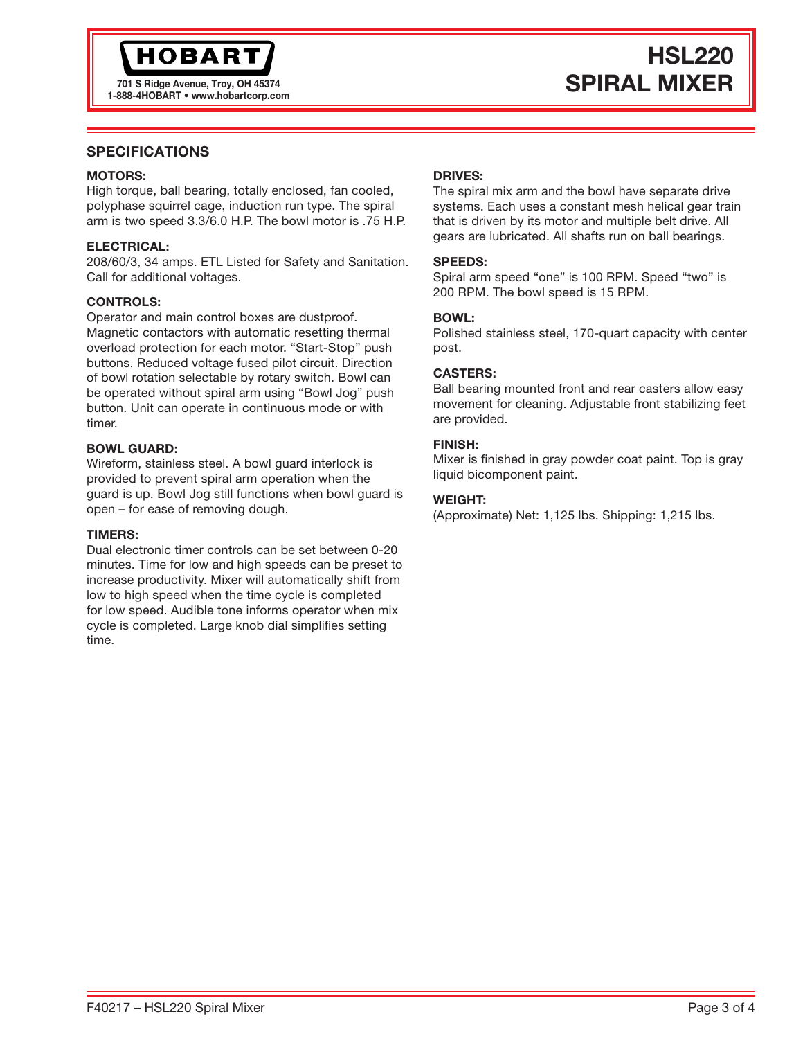# HSL220 SPIRAL MIXER

## SPECIFICATIONS

### MOTORS:
High torque, ball bearing, totally enclosed, fan cooled, polyphase squirrel cage, induction run type. The spiral arm is two speed 3.3/6.0 H.P. The bowl motor is .75 H.P.

### ELECTRICAL:
208/60/3, 34 amps. ETL Listed for Safety and Sanitation. Call for additional voltages.

### CONTROLS:
Operator and main control boxes are dustproof. Magnetic contactors with automatic resetting thermal overload protection for each motor. "Start-Stop" push buttons. Reduced voltage fused pilot circuit. Direction of bowl rotation selectable by rotary switch. Bowl can be operated without spiral arm using "Bowl Jog" push button. Unit can operate in continuous mode or with timer.

### BOWL GUARD:
Wireform, stainless steel. A bowl guard interlock is provided to prevent spiral arm operation when the guard is up. Bowl Jog still functions when bowl guard is open – for ease of removing dough.

### TIMERS:
Dual electronic timer controls can be set between 0-20 minutes. Time for low and high speeds can be preset to increase productivity. Mixer will automatically shift from low to high speed when the time cycle is completed for low speed. Audible tone informs operator when mix cycle is completed. Large knob dial simplifies setting time.

### DRIVES:
The spiral mix arm and the bowl have separate drive systems. Each uses a constant mesh helical gear train that is driven by its motor and multiple belt drive. All gears are lubricated. All shafts run on ball bearings.

### SPEEDS:
Spiral arm speed "one" is 100 RPM. Speed "two" is 200 RPM. The bowl speed is 15 RPM.

### BOWL:
Polished stainless steel, 170-quart capacity with center post.

### CASTERS:
Ball bearing mounted front and rear casters allow easy movement for cleaning. Adjustable front stabilizing feet are provided.

### FINISH:
Mixer is finished in gray powder coat paint. Top is gray liquid bicomponent paint.

### WEIGHT:
(Approximate) Net: 1,125 lbs. Shipping: 1,215 lbs.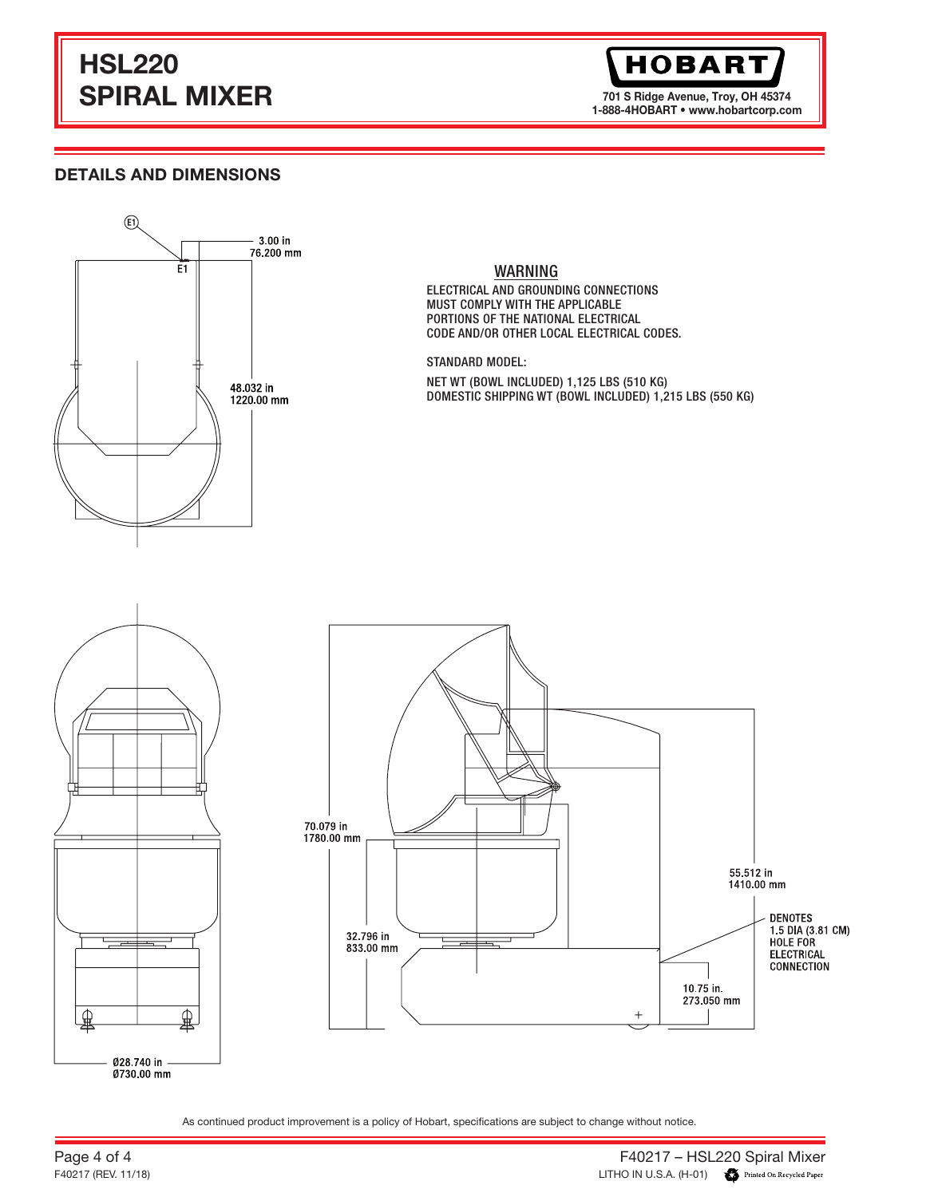# HSL220 SPIRAL MIXER

HOBART

701 S Ridge Avenue, Troy, OH 45374
1-888-4HOBART • www.hobartcorp.com

## DETAILS AND DIMENSIONS

E1

3.00 in
76.200 mm

E1

48.032 in
1220.00 mm

WARNING

ELECTRICAL AND GROUNDING CONNECTIONS MUST COMPLY WITH THE APPLICABLE PORTIONS OF THE NATIONAL ELECTRICAL CODE AND/OR OTHER LOCAL ELECTRICAL CODES.

STANDARD MODEL:

NET WT (BOWL INCLUDED) 1,125 LBS (510 KG)
DOMESTIC SHIPPING WT (BOWL INCLUDED) 1,215 LBS (550 KG)

70.079 in
1780.00 mm

55.512 in
1410.00 mm

DENOTES 1.5 DIA (3.81 CM) HOLE FOR ELECTRICAL CONNECTION

32.796 in
833.00 mm

10.75 in.
273.050 mm

Ø28.740 in
Ø730.00 mm

As continued product improvement is a policy of Hobart, specifications are subject to change without notice.

F40217 – HSL220 Spiral Mixer

F40217 (REV. 11/18)

LITHO IN U.S.A. (H-01)

Printed On Recycled Paper